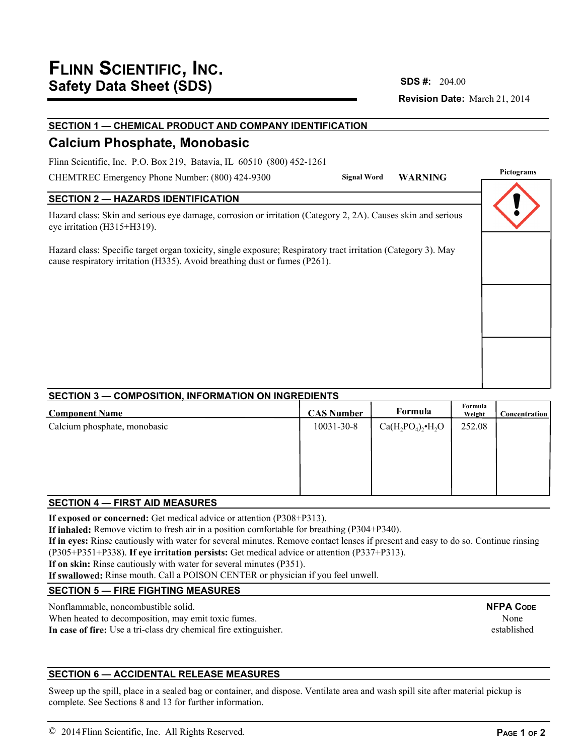# FLINN SCIENTIFIC, INC.
## Safety Data Sheet (SDS)

**SDS #:** 204.00

**Revision Date:** March 21, 2014

## SECTION 1 — CHEMICAL PRODUCT AND COMPANY IDENTIFICATION

### Calcium Phosphate, Monobasic

Flinn Scientific, Inc. P.O. Box 219, Batavia, IL 60510 (800) 452-1261

CHEMTREC Emergency Phone Number: (800) 424-9300

**Signal Word** **WARNING**

**Pictograms**

## SECTION 2 — HAZARDS IDENTIFICATION

Hazard class: Skin and serious eye damage, corrosion or irritation (Category 2, 2A). Causes skin and serious eye irritation (H315+H319).

Hazard class: Specific target organ toxicity, single exposure; Respiratory tract irritation (Category 3). May cause respiratory irritation (H335). Avoid breathing dust or fumes (P261).

## SECTION 3 — COMPOSITION, INFORMATION ON INGREDIENTS

| Component Name | CAS Number | Formula | Formula Weight | Concentration |
|---|---|---|---|---|
| Calcium phosphate, monobasic | 10031-30-8 | $Ca(H_2PO_4)_2 \cdot H_2O$ | 252.08 | |

## SECTION 4 — FIRST AID MEASURES

**If exposed or concerned:** Get medical advice or attention (P308+P313).
**If inhaled:** Remove victim to fresh air in a position comfortable for breathing (P304+P340).
**If in eyes:** Rinse cautiously with water for several minutes. Remove contact lenses if present and easy to do so. Continue rinsing (P305+P351+P338). **If eye irritation persists:** Get medical advice or attention (P337+P313).
**If on skin:** Rinse cautiously with water for several minutes (P351).
**If swallowed:** Rinse mouth. Call a POISON CENTER or physician if you feel unwell.

## SECTION 5 — FIRE FIGHTING MEASURES

Nonflammable, noncombustible solid.
When heated to decomposition, may emit toxic fumes.
**In case of fire:** Use a tri-class dry chemical fire extinguisher.

**NFPA CODE**
None established

## SECTION 6 — ACCIDENTAL RELEASE MEASURES

Sweep up the spill, place in a sealed bag or container, and dispose. Ventilate area and wash spill site after material pickup is complete. See Sections 8 and 13 for further information.

© 2014 Flinn Scientific, Inc. All Rights Reserved.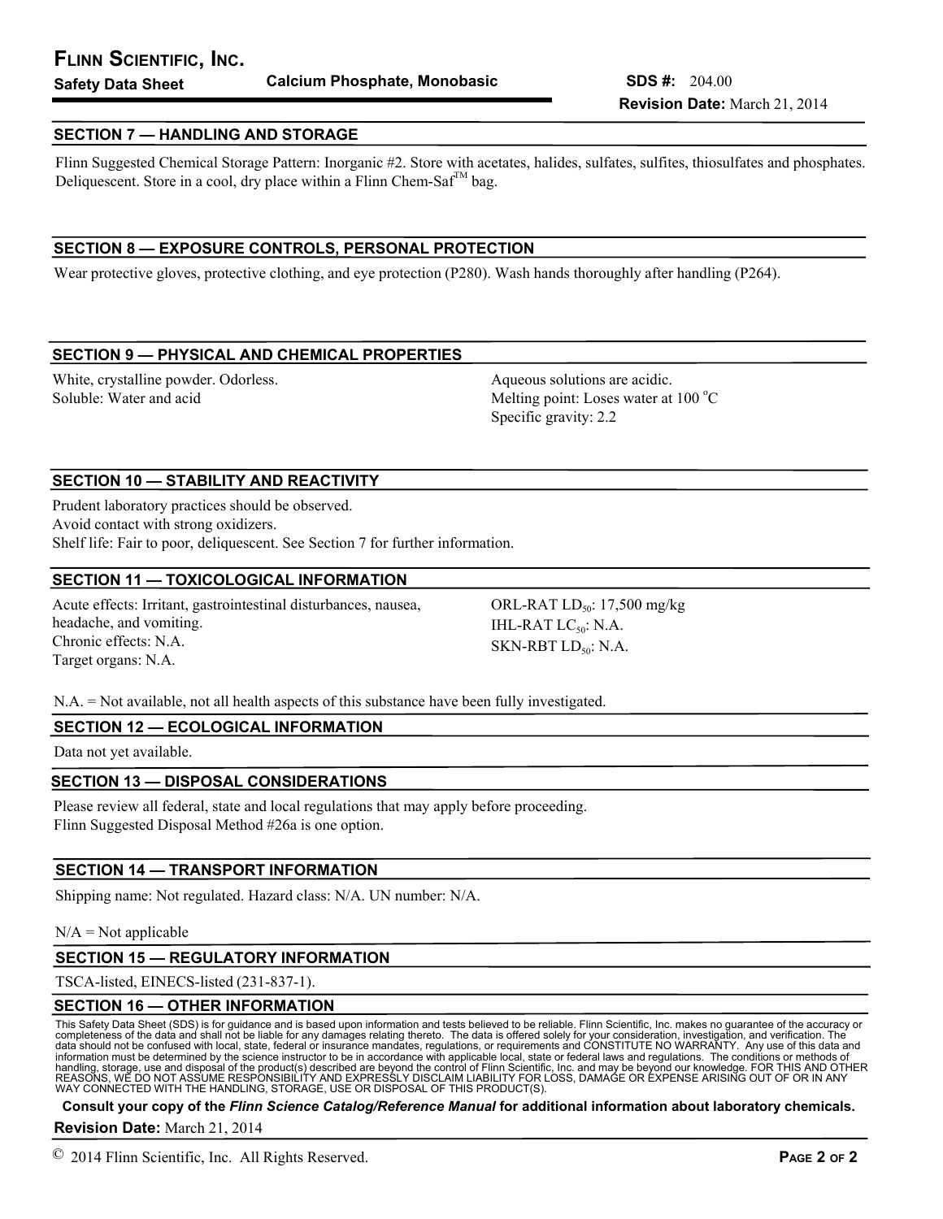## SECTION 7 — HANDLING AND STORAGE

Flinn Suggested Chemical Storage Pattern: Inorganic #2. Store with acetates, halides, sulfates, sulfites, thiosulfates and phosphates. Deliquescent. Store in a cool, dry place within a Flinn Chem-Saf™ bag.

## SECTION 8 — EXPOSURE CONTROLS, PERSONAL PROTECTION

Wear protective gloves, protective clothing, and eye protection (P280). Wash hands thoroughly after handling (P264).

## SECTION 9 — PHYSICAL AND CHEMICAL PROPERTIES

White, crystalline powder. Odorless.
Soluble: Water and acid

Aqueous solutions are acidic.
Melting point: Loses water at 100 °C
Specific gravity: 2.2

## SECTION 10 — STABILITY AND REACTIVITY

Prudent laboratory practices should be observed.
Avoid contact with strong oxidizers.
Shelf life: Fair to poor, deliquescent. See Section 7 for further information.

## SECTION 11 — TOXICOLOGICAL INFORMATION

Acute effects: Irritant, gastrointestinal disturbances, nausea, headache, and vomiting.
Chronic effects: N.A.
Target organs: N.A.

ORL-RAT $LD_{50}$: 17,500 mg/kg
IHL-RAT $LC_{50}$: N.A.
SKN-RBT $LD_{50}$: N.A.

N.A. = Not available, not all health aspects of this substance have been fully investigated.

## SECTION 12 — ECOLOGICAL INFORMATION

Data not yet available.

## SECTION 13 — DISPOSAL CONSIDERATIONS

Please review all federal, state and local regulations that may apply before proceeding.
Flinn Suggested Disposal Method #26a is one option.

## SECTION 14 — TRANSPORT INFORMATION

Shipping name: Not regulated. Hazard class: N/A. UN number: N/A.

N/A = Not applicable

## SECTION 15 — REGULATORY INFORMATION

TSCA-listed, EINECS-listed (231-837-1).

## SECTION 16 — OTHER INFORMATION

This Safety Data Sheet (SDS) is for guidance and is based upon information and tests believed to be reliable. Flinn Scientific, Inc. makes no guarantee of the accuracy or completeness of the data and shall not be liable for any damages relating thereto. The data is offered solely for your consideration, investigation, and verification. The data should not be confused with local, state, federal or insurance mandates, regulations, or requirements and CONSTITUTE NO WARRANTY. Any use of this data and information must be determined by the science instructor to be in accordance with applicable local, state or federal laws and regulations. The conditions or methods of handling, storage, use and disposal of the product(s) described are beyond the control of Flinn Scientific, Inc. and may be beyond our knowledge. FOR THIS AND OTHER REASONS, WE DO NOT ASSUME RESPONSIBILITY AND EXPRESSLY DISCLAIM LIABILITY FOR LOSS, DAMAGE OR EXPENSE ARISING OUT OF OR IN ANY WAY CONNECTED WITH THE HANDLING, STORAGE, USE OR DISPOSAL OF THIS PRODUCT(S).

**Consult your copy of the *Flinn Science Catalog/Reference Manual* for additional information about laboratory chemicals.**

**Revision Date:** March 21, 2014

© 2014 Flinn Scientific, Inc. All Rights Reserved.